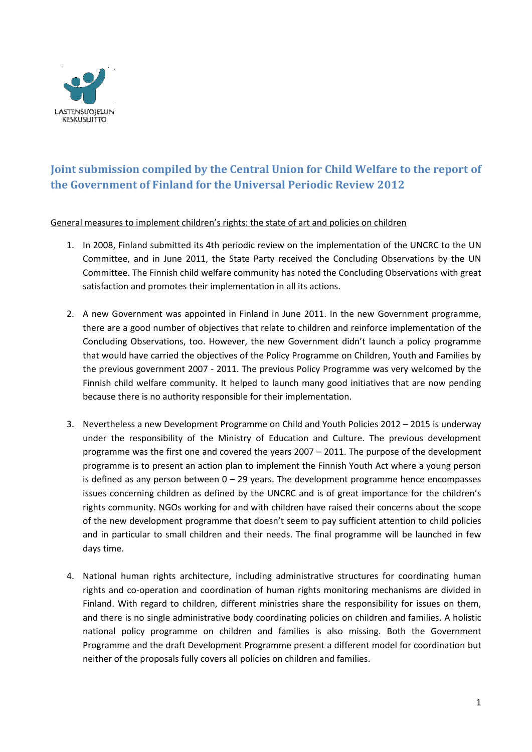LASTENSUOJELUN KESKUSLIITTO

# Joint submission compiled by the Central Union for Child Welfare to the report of the Government of Finland for the Universal Periodic Review 2012

General measures to implement children's rights: the state of art and policies on children

1. In 2008, Finland submitted its 4th periodic review on the implementation of the UNCRC to the UN Committee, and in June 2011, the State Party received the Concluding Observations by the UN Committee. The Finnish child welfare community has noted the Concluding Observations with great satisfaction and promotes their implementation in all its actions.

2. A new Government was appointed in Finland in June 2011. In the new Government programme, there are a good number of objectives that relate to children and reinforce implementation of the Concluding Observations, too. However, the new Government didn't launch a policy programme that would have carried the objectives of the Policy Programme on Children, Youth and Families by the previous government 2007 - 2011. The previous Policy Programme was very welcomed by the Finnish child welfare community. It helped to launch many good initiatives that are now pending because there is no authority responsible for their implementation.

3. Nevertheless a new Development Programme on Child and Youth Policies 2012 – 2015 is underway under the responsibility of the Ministry of Education and Culture. The previous development programme was the first one and covered the years 2007 – 2011. The purpose of the development programme is to present an action plan to implement the Finnish Youth Act where a young person is defined as any person between 0 – 29 years. The development programme hence encompasses issues concerning children as defined by the UNCRC and is of great importance for the children's rights community. NGOs working for and with children have raised their concerns about the scope of the new development programme that doesn't seem to pay sufficient attention to child policies and in particular to small children and their needs. The final programme will be launched in few days time.

4. National human rights architecture, including administrative structures for coordinating human rights and co-operation and coordination of human rights monitoring mechanisms are divided in Finland. With regard to children, different ministries share the responsibility for issues on them, and there is no single administrative body coordinating policies on children and families. A holistic national policy programme on children and families is also missing. Both the Government Programme and the draft Development Programme present a different model for coordination but neither of the proposals fully covers all policies on children and families.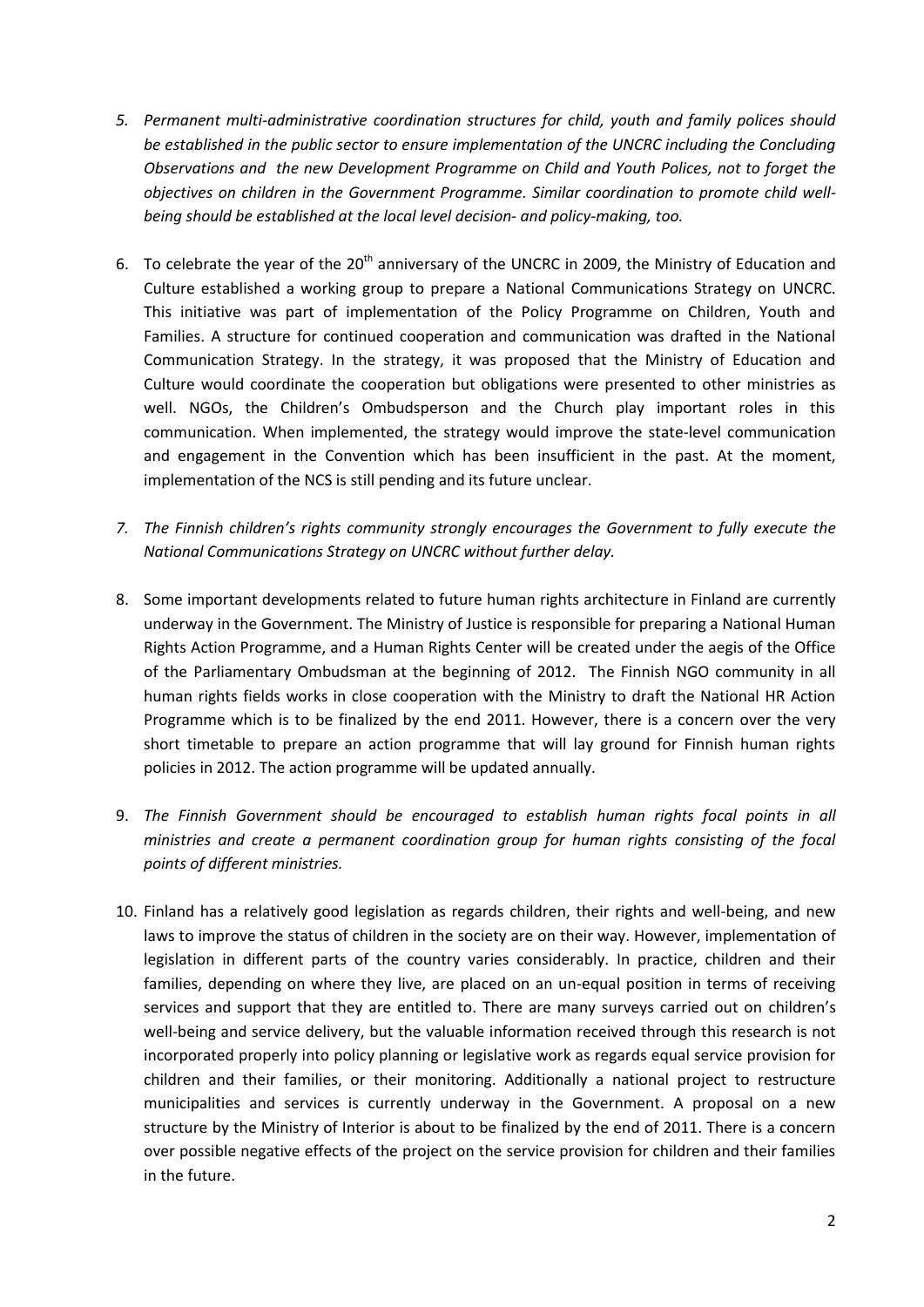5. *Permanent multi-administrative coordination structures for child, youth and family polices should be established in the public sector to ensure implementation of the UNCRC including the Concluding Observations and the new Development Programme on Child and Youth Polices, not to forget the objectives on children in the Government Programme. Similar coordination to promote child well-being should be established at the local level decision- and policy-making, too.*

6. To celebrate the year of the 20th anniversary of the UNCRC in 2009, the Ministry of Education and Culture established a working group to prepare a National Communications Strategy on UNCRC. This initiative was part of implementation of the Policy Programme on Children, Youth and Families. A structure for continued cooperation and communication was drafted in the National Communication Strategy. In the strategy, it was proposed that the Ministry of Education and Culture would coordinate the cooperation but obligations were presented to other ministries as well. NGOs, the Children's Ombudsperson and the Church play important roles in this communication. When implemented, the strategy would improve the state-level communication and engagement in the Convention which has been insufficient in the past. At the moment, implementation of the NCS is still pending and its future unclear.

7. *The Finnish children's rights community strongly encourages the Government to fully execute the National Communications Strategy on UNCRC without further delay.*

8. Some important developments related to future human rights architecture in Finland are currently underway in the Government. The Ministry of Justice is responsible for preparing a National Human Rights Action Programme, and a Human Rights Center will be created under the aegis of the Office of the Parliamentary Ombudsman at the beginning of 2012. The Finnish NGO community in all human rights fields works in close cooperation with the Ministry to draft the National HR Action Programme which is to be finalized by the end 2011. However, there is a concern over the very short timetable to prepare an action programme that will lay ground for Finnish human rights policies in 2012. The action programme will be updated annually.

9. *The Finnish Government should be encouraged to establish human rights focal points in all ministries and create a permanent coordination group for human rights consisting of the focal points of different ministries.*

10. Finland has a relatively good legislation as regards children, their rights and well-being, and new laws to improve the status of children in the society are on their way. However, implementation of legislation in different parts of the country varies considerably. In practice, children and their families, depending on where they live, are placed on an un-equal position in terms of receiving services and support that they are entitled to. There are many surveys carried out on children's well-being and service delivery, but the valuable information received through this research is not incorporated properly into policy planning or legislative work as regards equal service provision for children and their families, or their monitoring. Additionally a national project to restructure municipalities and services is currently underway in the Government. A proposal on a new structure by the Ministry of Interior is about to be finalized by the end of 2011. There is a concern over possible negative effects of the project on the service provision for children and their families in the future.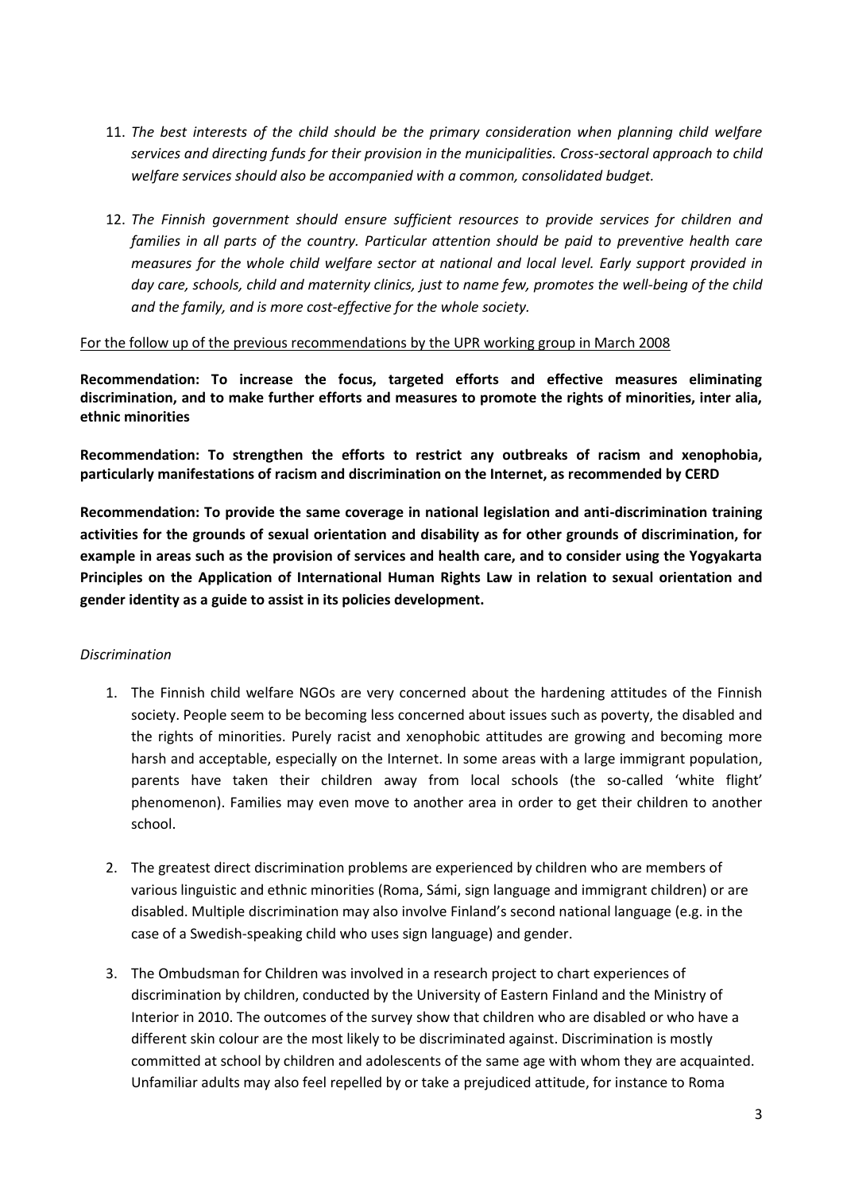11. *The best interests of the child should be the primary consideration when planning child welfare services and directing funds for their provision in the municipalities. Cross-sectoral approach to child welfare services should also be accompanied with a common, consolidated budget.*

12. *The Finnish government should ensure sufficient resources to provide services for children and families in all parts of the country. Particular attention should be paid to preventive health care measures for the whole child welfare sector at national and local level. Early support provided in day care, schools, child and maternity clinics, just to name few, promotes the well-being of the child and the family, and is more cost-effective for the whole society.*

<u>For the follow up of the previous recommendations by the UPR working group in March 2008</u>

**Recommendation: To increase the focus, targeted efforts and effective measures eliminating discrimination, and to make further efforts and measures to promote the rights of minorities, inter alia, ethnic minorities**

**Recommendation: To strengthen the efforts to restrict any outbreaks of racism and xenophobia, particularly manifestations of racism and discrimination on the Internet, as recommended by CERD**

**Recommendation: To provide the same coverage in national legislation and anti-discrimination training activities for the grounds of sexual orientation and disability as for other grounds of discrimination, for example in areas such as the provision of services and health care, and to consider using the Yogyakarta Principles on the Application of International Human Rights Law in relation to sexual orientation and gender identity as a guide to assist in its policies development.**

*Discrimination*

1. The Finnish child welfare NGOs are very concerned about the hardening attitudes of the Finnish society. People seem to be becoming less concerned about issues such as poverty, the disabled and the rights of minorities. Purely racist and xenophobic attitudes are growing and becoming more harsh and acceptable, especially on the Internet. In some areas with a large immigrant population, parents have taken their children away from local schools (the so-called 'white flight' phenomenon). Families may even move to another area in order to get their children to another school.

2. The greatest direct discrimination problems are experienced by children who are members of various linguistic and ethnic minorities (Roma, Sámi, sign language and immigrant children) or are disabled. Multiple discrimination may also involve Finland's second national language (e.g. in the case of a Swedish-speaking child who uses sign language) and gender.

3. The Ombudsman for Children was involved in a research project to chart experiences of discrimination by children, conducted by the University of Eastern Finland and the Ministry of Interior in 2010. The outcomes of the survey show that children who are disabled or who have a different skin colour are the most likely to be discriminated against. Discrimination is mostly committed at school by children and adolescents of the same age with whom they are acquainted. Unfamiliar adults may also feel repelled by or take a prejudiced attitude, for instance to Roma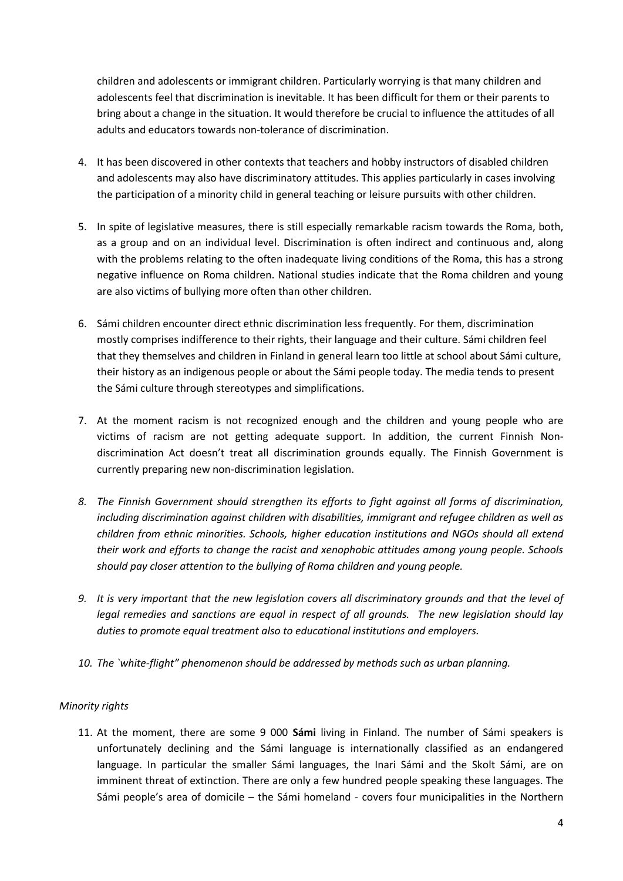children and adolescents or immigrant children. Particularly worrying is that many children and adolescents feel that discrimination is inevitable. It has been difficult for them or their parents to bring about a change in the situation. It would therefore be crucial to influence the attitudes of all adults and educators towards non-tolerance of discrimination.

4. It has been discovered in other contexts that teachers and hobby instructors of disabled children and adolescents may also have discriminatory attitudes. This applies particularly in cases involving the participation of a minority child in general teaching or leisure pursuits with other children.

5. In spite of legislative measures, there is still especially remarkable racism towards the Roma, both, as a group and on an individual level. Discrimination is often indirect and continuous and, along with the problems relating to the often inadequate living conditions of the Roma, this has a strong negative influence on Roma children. National studies indicate that the Roma children and young are also victims of bullying more often than other children.

6. Sámi children encounter direct ethnic discrimination less frequently. For them, discrimination mostly comprises indifference to their rights, their language and their culture. Sámi children feel that they themselves and children in Finland in general learn too little at school about Sámi culture, their history as an indigenous people or about the Sámi people today. The media tends to present the Sámi culture through stereotypes and simplifications.

7. At the moment racism is not recognized enough and the children and young people who are victims of racism are not getting adequate support. In addition, the current Finnish Non-discrimination Act doesn't treat all discrimination grounds equally. The Finnish Government is currently preparing new non-discrimination legislation.

8. *The Finnish Government should strengthen its efforts to fight against all forms of discrimination, including discrimination against children with disabilities, immigrant and refugee children as well as children from ethnic minorities. Schools, higher education institutions and NGOs should all extend their work and efforts to change the racist and xenophobic attitudes among young people. Schools should pay closer attention to the bullying of Roma children and young people.*

9. *It is very important that the new legislation covers all discriminatory grounds and that the level of legal remedies and sanctions are equal in respect of all grounds. The new legislation should lay duties to promote equal treatment also to educational institutions and employers.*

10. *The `white-flight" phenomenon should be addressed by methods such as urban planning.*

*Minority rights*

11. At the moment, there are some 9 000 **Sámi** living in Finland. The number of Sámi speakers is unfortunately declining and the Sámi language is internationally classified as an endangered language. In particular the smaller Sámi languages, the Inari Sámi and the Skolt Sámi, are on imminent threat of extinction. There are only a few hundred people speaking these languages. The Sámi people's area of domicile – the Sámi homeland - covers four municipalities in the Northern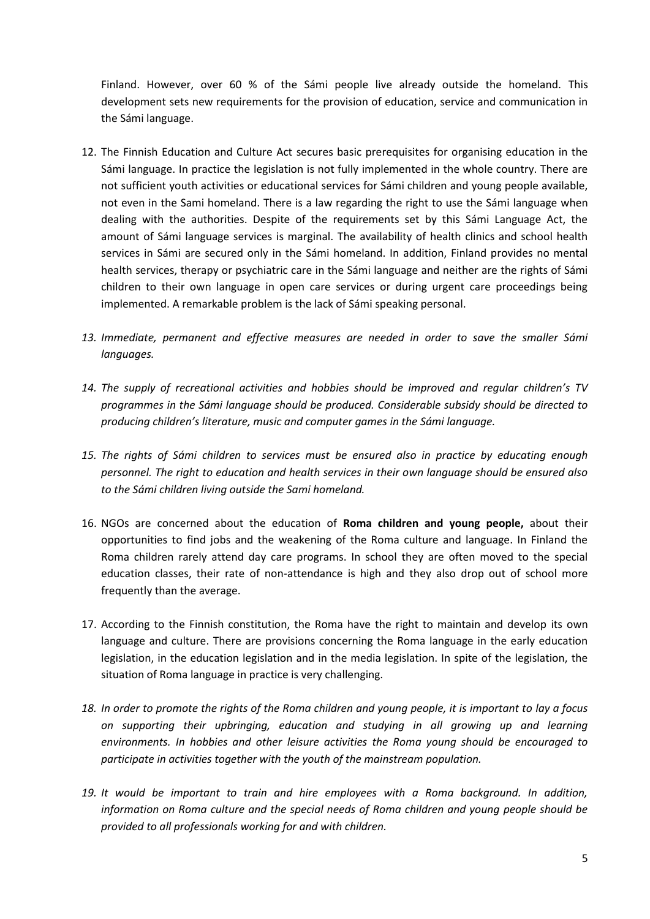Finland. However, over 60 % of the Sámi people live already outside the homeland. This development sets new requirements for the provision of education, service and communication in the Sámi language.

12. The Finnish Education and Culture Act secures basic prerequisites for organising education in the Sámi language. In practice the legislation is not fully implemented in the whole country. There are not sufficient youth activities or educational services for Sámi children and young people available, not even in the Sami homeland. There is a law regarding the right to use the Sámi language when dealing with the authorities. Despite of the requirements set by this Sámi Language Act, the amount of Sámi language services is marginal. The availability of health clinics and school health services in Sámi are secured only in the Sámi homeland. In addition, Finland provides no mental health services, therapy or psychiatric care in the Sámi language and neither are the rights of Sámi children to their own language in open care services or during urgent care proceedings being implemented. A remarkable problem is the lack of Sámi speaking personal.

13. *Immediate, permanent and effective measures are needed in order to save the smaller Sámi languages.*

14. *The supply of recreational activities and hobbies should be improved and regular children's TV programmes in the Sámi language should be produced. Considerable subsidy should be directed to producing children's literature, music and computer games in the Sámi language.*

15. *The rights of Sámi children to services must be ensured also in practice by educating enough personnel. The right to education and health services in their own language should be ensured also to the Sámi children living outside the Sami homeland.*

16. NGOs are concerned about the education of **Roma children and young people,** about their opportunities to find jobs and the weakening of the Roma culture and language. In Finland the Roma children rarely attend day care programs. In school they are often moved to the special education classes, their rate of non-attendance is high and they also drop out of school more frequently than the average.

17. According to the Finnish constitution, the Roma have the right to maintain and develop its own language and culture. There are provisions concerning the Roma language in the early education legislation, in the education legislation and in the media legislation. In spite of the legislation, the situation of Roma language in practice is very challenging.

18. *In order to promote the rights of the Roma children and young people, it is important to lay a focus on supporting their upbringing, education and studying in all growing up and learning environments. In hobbies and other leisure activities the Roma young should be encouraged to participate in activities together with the youth of the mainstream population.*

19. *It would be important to train and hire employees with a Roma background. In addition, information on Roma culture and the special needs of Roma children and young people should be provided to all professionals working for and with children.*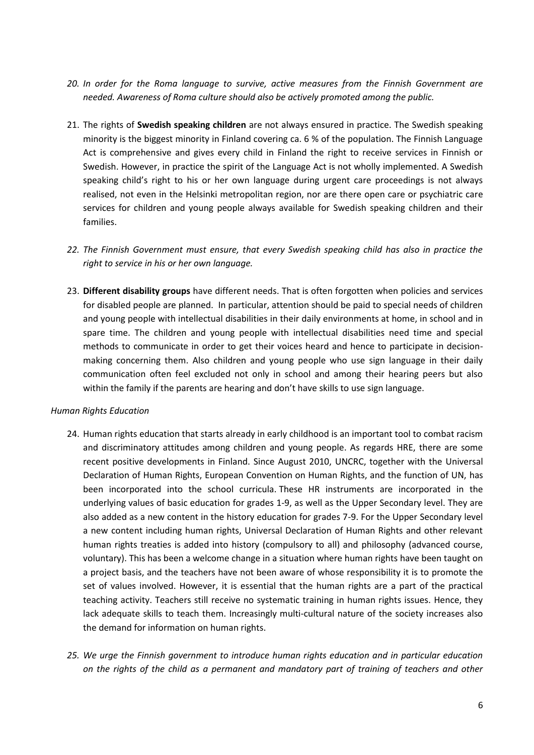*20. In order for the Roma language to survive, active measures from the Finnish Government are needed. Awareness of Roma culture should also be actively promoted among the public.*

21. The rights of **Swedish speaking children** are not always ensured in practice. The Swedish speaking minority is the biggest minority in Finland covering ca. 6 % of the population. The Finnish Language Act is comprehensive and gives every child in Finland the right to receive services in Finnish or Swedish. However, in practice the spirit of the Language Act is not wholly implemented. A Swedish speaking child's right to his or her own language during urgent care proceedings is not always realised, not even in the Helsinki metropolitan region, nor are there open care or psychiatric care services for children and young people always available for Swedish speaking children and their families.

*22. The Finnish Government must ensure, that every Swedish speaking child has also in practice the right to service in his or her own language.*

23. **Different disability groups** have different needs. That is often forgotten when policies and services for disabled people are planned. In particular, attention should be paid to special needs of children and young people with intellectual disabilities in their daily environments at home, in school and in spare time. The children and young people with intellectual disabilities need time and special methods to communicate in order to get their voices heard and hence to participate in decision-making concerning them. Also children and young people who use sign language in their daily communication often feel excluded not only in school and among their hearing peers but also within the family if the parents are hearing and don't have skills to use sign language.

*Human Rights Education*

24. Human rights education that starts already in early childhood is an important tool to combat racism and discriminatory attitudes among children and young people. As regards HRE, there are some recent positive developments in Finland. Since August 2010, UNCRC, together with the Universal Declaration of Human Rights, European Convention on Human Rights, and the function of UN, has been incorporated into the school curricula. These HR instruments are incorporated in the underlying values of basic education for grades 1-9, as well as the Upper Secondary level. They are also added as a new content in the history education for grades 7-9. For the Upper Secondary level a new content including human rights, Universal Declaration of Human Rights and other relevant human rights treaties is added into history (compulsory to all) and philosophy (advanced course, voluntary). This has been a welcome change in a situation where human rights have been taught on a project basis, and the teachers have not been aware of whose responsibility it is to promote the set of values involved. However, it is essential that the human rights are a part of the practical teaching activity. Teachers still receive no systematic training in human rights issues. Hence, they lack adequate skills to teach them. Increasingly multi-cultural nature of the society increases also the demand for information on human rights.

*25. We urge the Finnish government to introduce human rights education and in particular education on the rights of the child as a permanent and mandatory part of training of teachers and other*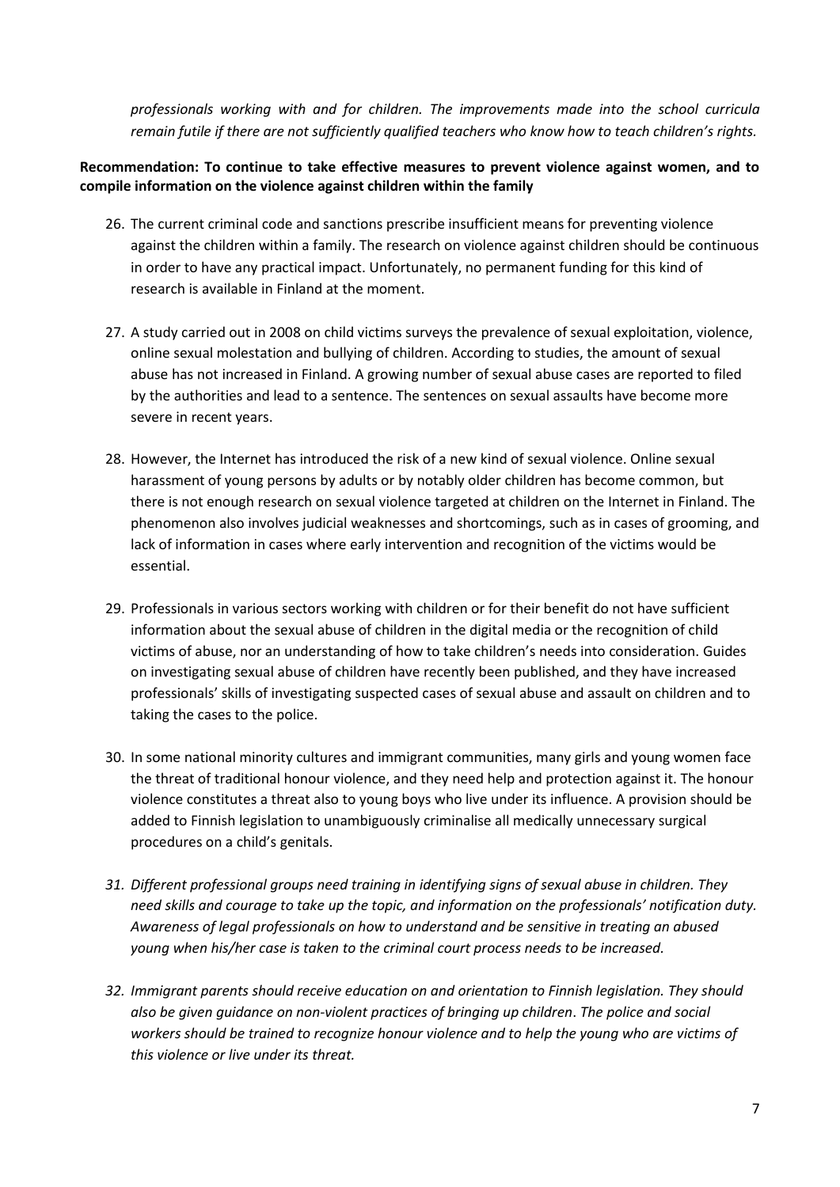*professionals working with and for children. The improvements made into the school curricula remain futile if there are not sufficiently qualified teachers who know how to teach children's rights.*

**Recommendation: To continue to take effective measures to prevent violence against women, and to compile information on the violence against children within the family**

26. The current criminal code and sanctions prescribe insufficient means for preventing violence against the children within a family. The research on violence against children should be continuous in order to have any practical impact. Unfortunately, no permanent funding for this kind of research is available in Finland at the moment.

27. A study carried out in 2008 on child victims surveys the prevalence of sexual exploitation, violence, online sexual molestation and bullying of children. According to studies, the amount of sexual abuse has not increased in Finland. A growing number of sexual abuse cases are reported to filed by the authorities and lead to a sentence. The sentences on sexual assaults have become more severe in recent years.

28. However, the Internet has introduced the risk of a new kind of sexual violence. Online sexual harassment of young persons by adults or by notably older children has become common, but there is not enough research on sexual violence targeted at children on the Internet in Finland. The phenomenon also involves judicial weaknesses and shortcomings, such as in cases of grooming, and lack of information in cases where early intervention and recognition of the victims would be essential.

29. Professionals in various sectors working with children or for their benefit do not have sufficient information about the sexual abuse of children in the digital media or the recognition of child victims of abuse, nor an understanding of how to take children's needs into consideration. Guides on investigating sexual abuse of children have recently been published, and they have increased professionals' skills of investigating suspected cases of sexual abuse and assault on children and to taking the cases to the police.

30. In some national minority cultures and immigrant communities, many girls and young women face the threat of traditional honour violence, and they need help and protection against it. The honour violence constitutes a threat also to young boys who live under its influence. A provision should be added to Finnish legislation to unambiguously criminalise all medically unnecessary surgical procedures on a child's genitals.

31. *Different professional groups need training in identifying signs of sexual abuse in children. They need skills and courage to take up the topic, and information on the professionals' notification duty. Awareness of legal professionals on how to understand and be sensitive in treating an abused young when his/her case is taken to the criminal court process needs to be increased.*

32. *Immigrant parents should receive education on and orientation to Finnish legislation. They should also be given guidance on non-violent practices of bringing up children. The police and social workers should be trained to recognize honour violence and to help the young who are victims of this violence or live under its threat.*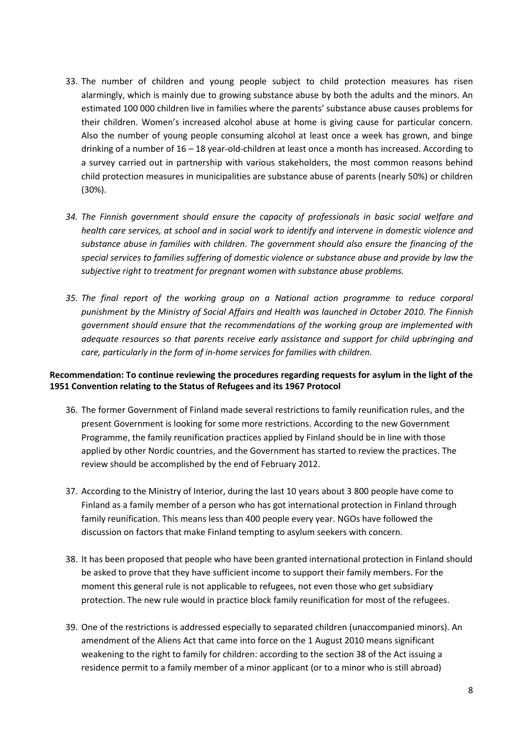33. The number of children and young people subject to child protection measures has risen alarmingly, which is mainly due to growing substance abuse by both the adults and the minors. An estimated 100 000 children live in families where the parents' substance abuse causes problems for their children. Women's increased alcohol abuse at home is giving cause for particular concern. Also the number of young people consuming alcohol at least once a week has grown, and binge drinking of a number of 16 – 18 year-old-children at least once a month has increased. According to a survey carried out in partnership with various stakeholders, the most common reasons behind child protection measures in municipalities are substance abuse of parents (nearly 50%) or children (30%).

34. *The Finnish government should ensure the capacity of professionals in basic social welfare and health care services, at school and in social work to identify and intervene in domestic violence and substance abuse in families with children. The government should also ensure the financing of the special services to families suffering of domestic violence or substance abuse and provide by law the subjective right to treatment for pregnant women with substance abuse problems.*

35. *The final report of the working group on a National action programme to reduce corporal punishment by the Ministry of Social Affairs and Health was launched in October 2010. The Finnish government should ensure that the recommendations of the working group are implemented with adequate resources so that parents receive early assistance and support for child upbringing and care, particularly in the form of in-home services for families with children.*

**Recommendation: To continue reviewing the procedures regarding requests for asylum in the light of the 1951 Convention relating to the Status of Refugees and its 1967 Protocol**

36. The former Government of Finland made several restrictions to family reunification rules, and the present Government is looking for some more restrictions. According to the new Government Programme, the family reunification practices applied by Finland should be in line with those applied by other Nordic countries, and the Government has started to review the practices. The review should be accomplished by the end of February 2012.

37. According to the Ministry of Interior, during the last 10 years about 3 800 people have come to Finland as a family member of a person who has got international protection in Finland through family reunification. This means less than 400 people every year. NGOs have followed the discussion on factors that make Finland tempting to asylum seekers with concern.

38. It has been proposed that people who have been granted international protection in Finland should be asked to prove that they have sufficient income to support their family members. For the moment this general rule is not applicable to refugees, not even those who get subsidiary protection. The new rule would in practice block family reunification for most of the refugees.

39. One of the restrictions is addressed especially to separated children (unaccompanied minors). An amendment of the Aliens Act that came into force on the 1 August 2010 means significant weakening to the right to family for children: according to the section 38 of the Act issuing a residence permit to a family member of a minor applicant (or to a minor who is still abroad)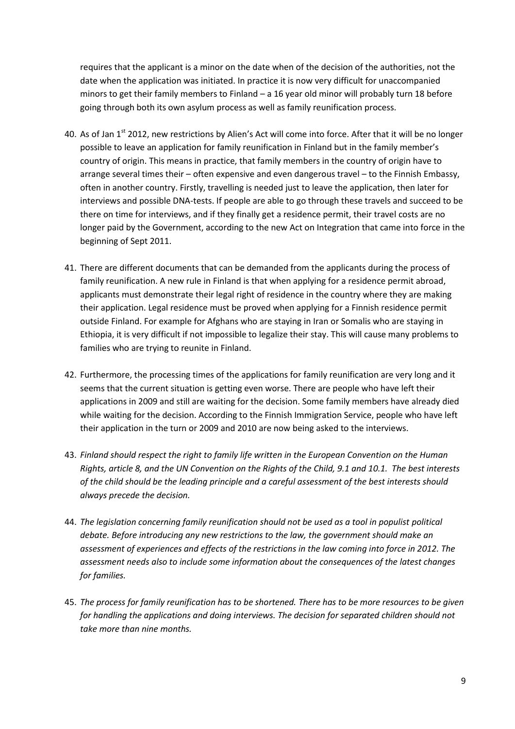requires that the applicant is a minor on the date when of the decision of the authorities, not the date when the application was initiated. In practice it is now very difficult for unaccompanied minors to get their family members to Finland – a 16 year old minor will probably turn 18 before going through both its own asylum process as well as family reunification process.

40. As of Jan 1[st] 2012, new restrictions by Alien's Act will come into force. After that it will be no longer possible to leave an application for family reunification in Finland but in the family member's country of origin. This means in practice, that family members in the country of origin have to arrange several times their – often expensive and even dangerous travel – to the Finnish Embassy, often in another country. Firstly, travelling is needed just to leave the application, then later for interviews and possible DNA-tests. If people are able to go through these travels and succeed to be there on time for interviews, and if they finally get a residence permit, their travel costs are no longer paid by the Government, according to the new Act on Integration that came into force in the beginning of Sept 2011.

41. There are different documents that can be demanded from the applicants during the process of family reunification. A new rule in Finland is that when applying for a residence permit abroad, applicants must demonstrate their legal right of residence in the country where they are making their application. Legal residence must be proved when applying for a Finnish residence permit outside Finland. For example for Afghans who are staying in Iran or Somalis who are staying in Ethiopia, it is very difficult if not impossible to legalize their stay. This will cause many problems to families who are trying to reunite in Finland.

42. Furthermore, the processing times of the applications for family reunification are very long and it seems that the current situation is getting even worse. There are people who have left their applications in 2009 and still are waiting for the decision. Some family members have already died while waiting for the decision. According to the Finnish Immigration Service, people who have left their application in the turn or 2009 and 2010 are now being asked to the interviews.

43. *Finland should respect the right to family life written in the European Convention on the Human Rights, article 8, and the UN Convention on the Rights of the Child, 9.1 and 10.1. The best interests of the child should be the leading principle and a careful assessment of the best interests should always precede the decision.*

44. *The legislation concerning family reunification should not be used as a tool in populist political debate. Before introducing any new restrictions to the law, the government should make an assessment of experiences and effects of the restrictions in the law coming into force in 2012. The assessment needs also to include some information about the consequences of the latest changes for families.*

45. *The process for family reunification has to be shortened. There has to be more resources to be given for handling the applications and doing interviews. The decision for separated children should not take more than nine months.*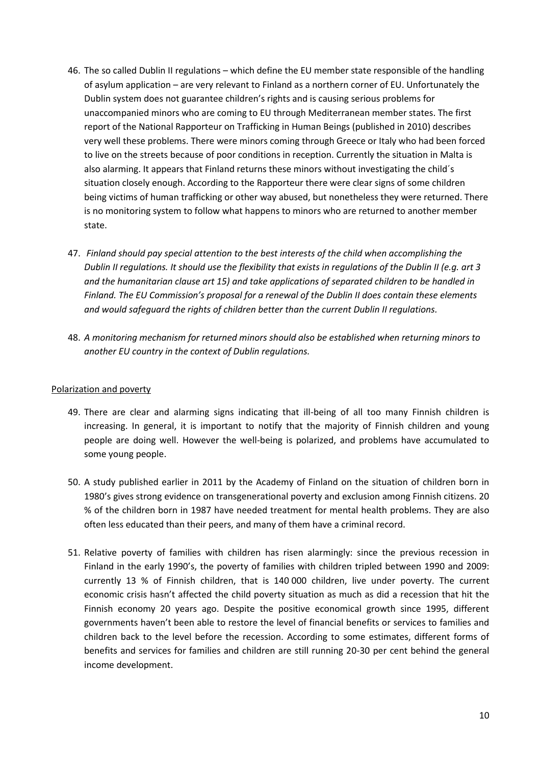46. The so called Dublin II regulations – which define the EU member state responsible of the handling of asylum application – are very relevant to Finland as a northern corner of EU. Unfortunately the Dublin system does not guarantee children's rights and is causing serious problems for unaccompanied minors who are coming to EU through Mediterranean member states. The first report of the National Rapporteur on Trafficking in Human Beings (published in 2010) describes very well these problems. There were minors coming through Greece or Italy who had been forced to live on the streets because of poor conditions in reception. Currently the situation in Malta is also alarming. It appears that Finland returns these minors without investigating the child´s situation closely enough. According to the Rapporteur there were clear signs of some children being victims of human trafficking or other way abused, but nonetheless they were returned. There is no monitoring system to follow what happens to minors who are returned to another member state.

47. *Finland should pay special attention to the best interests of the child when accomplishing the Dublin II regulations. It should use the flexibility that exists in regulations of the Dublin II (e.g. art 3 and the humanitarian clause art 15) and take applications of separated children to be handled in Finland. The EU Commission's proposal for a renewal of the Dublin II does contain these elements and would safeguard the rights of children better than the current Dublin II regulations.*

48. *A monitoring mechanism for returned minors should also be established when returning minors to another EU country in the context of Dublin regulations.*

Polarization and poverty

49. There are clear and alarming signs indicating that ill-being of all too many Finnish children is increasing. In general, it is important to notify that the majority of Finnish children and young people are doing well. However the well-being is polarized, and problems have accumulated to some young people.

50. A study published earlier in 2011 by the Academy of Finland on the situation of children born in 1980's gives strong evidence on transgenerational poverty and exclusion among Finnish citizens. 20 % of the children born in 1987 have needed treatment for mental health problems. They are also often less educated than their peers, and many of them have a criminal record.

51. Relative poverty of families with children has risen alarmingly: since the previous recession in Finland in the early 1990's, the poverty of families with children tripled between 1990 and 2009: currently 13 % of Finnish children, that is 140 000 children, live under poverty. The current economic crisis hasn't affected the child poverty situation as much as did a recession that hit the Finnish economy 20 years ago. Despite the positive economical growth since 1995, different governments haven't been able to restore the level of financial benefits or services to families and children back to the level before the recession. According to some estimates, different forms of benefits and services for families and children are still running 20-30 per cent behind the general income development.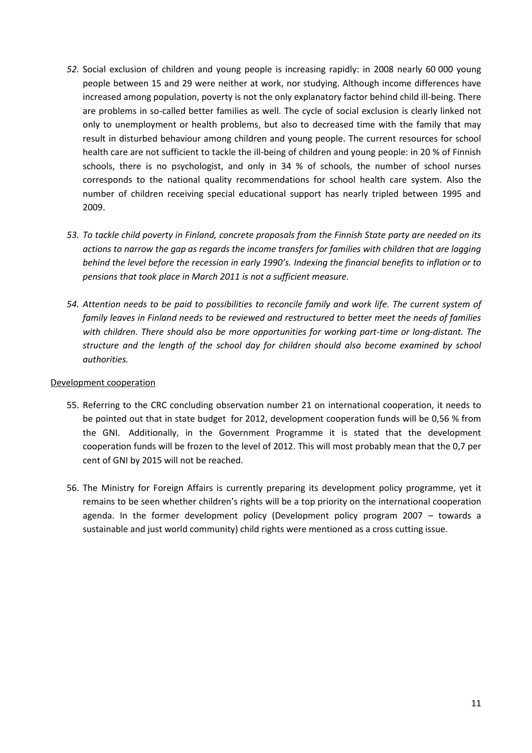52. Social exclusion of children and young people is increasing rapidly: in 2008 nearly 60 000 young people between 15 and 29 were neither at work, nor studying. Although income differences have increased among population, poverty is not the only explanatory factor behind child ill-being. There are problems in so-called better families as well. The cycle of social exclusion is clearly linked not only to unemployment or health problems, but also to decreased time with the family that may result in disturbed behaviour among children and young people. The current resources for school health care are not sufficient to tackle the ill-being of children and young people: in 20 % of Finnish schools, there is no psychologist, and only in 34 % of schools, the number of school nurses corresponds to the national quality recommendations for school health care system. Also the number of children receiving special educational support has nearly tripled between 1995 and 2009.

53. *To tackle child poverty in Finland, concrete proposals from the Finnish State party are needed on its actions to narrow the gap as regards the income transfers for families with children that are lagging behind the level before the recession in early 1990's. Indexing the financial benefits to inflation or to pensions that took place in March 2011 is not a sufficient measure.*

54. *Attention needs to be paid to possibilities to reconcile family and work life. The current system of family leaves in Finland needs to be reviewed and restructured to better meet the needs of families with children. There should also be more opportunities for working part-time or long-distant. The structure and the length of the school day for children should also become examined by school authorities.*

<u>Development cooperation</u>

55. Referring to the CRC concluding observation number 21 on international cooperation, it needs to be pointed out that in state budget for 2012, development cooperation funds will be 0,56 % from the GNI. Additionally, in the Government Programme it is stated that the development cooperation funds will be frozen to the level of 2012. This will most probably mean that the 0,7 per cent of GNI by 2015 will not be reached.

56. The Ministry for Foreign Affairs is currently preparing its development policy programme, yet it remains to be seen whether children's rights will be a top priority on the international cooperation agenda. In the former development policy (Development policy program 2007 – towards a sustainable and just world community) child rights were mentioned as a cross cutting issue.